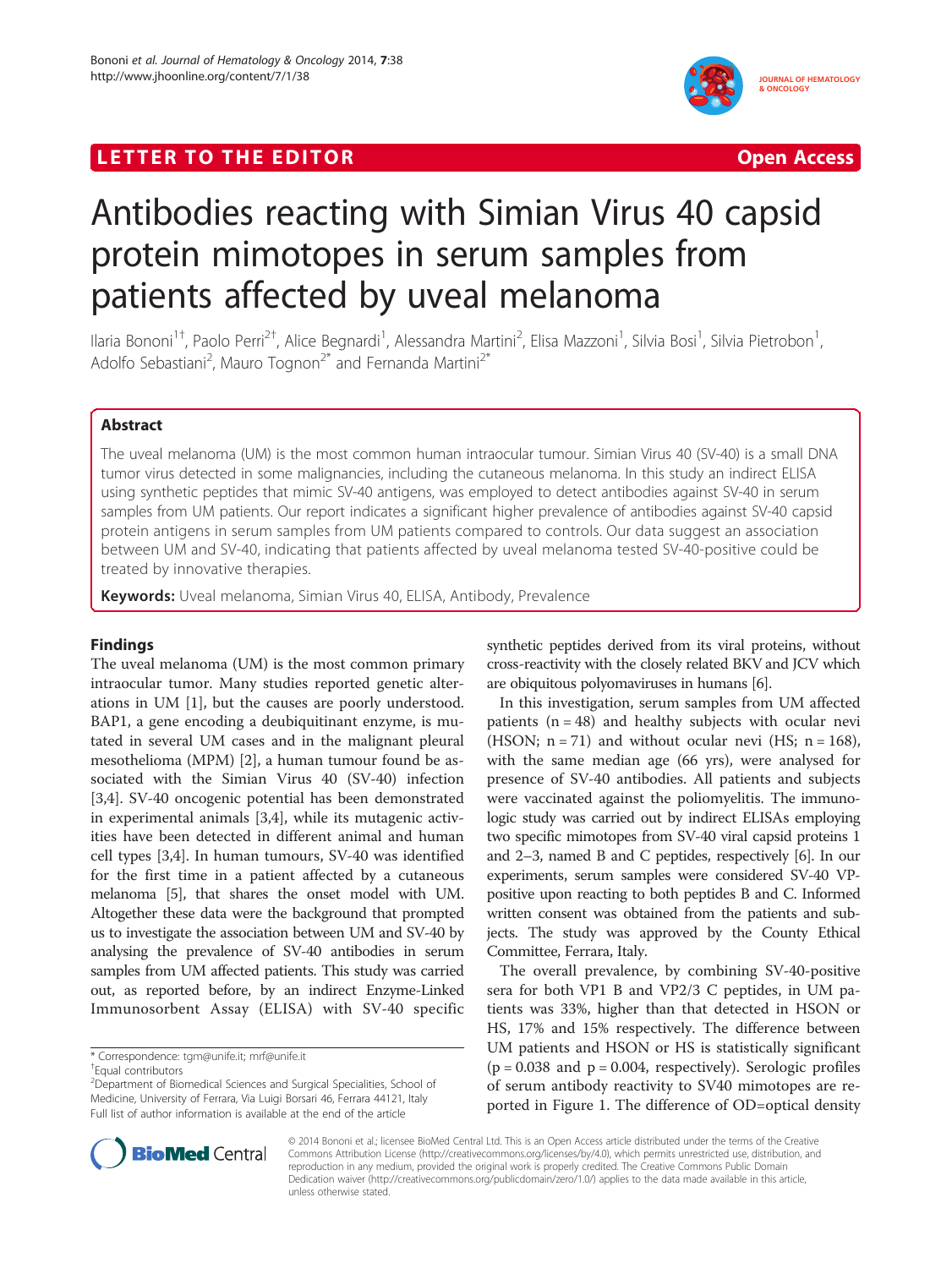LETTER TO THE EDITOR Open Access

# Antibodies reacting with Simian Virus 40 capsid protein mimotopes in serum samples from patients affected by uveal melanoma

Ilaria Bononi[1†], Paolo Perri[2†], Alice Begnardi[1], Alessandra Martini[2], Elisa Mazzoni[1], Silvia Bosi[1], Silvia Pietrobon[1], Adolfo Sebastiani[2], Mauro Tognon[2*] and Fernanda Martini[2*]

## Abstract

The uveal melanoma (UM) is the most common human intraocular tumour. Simian Virus 40 (SV-40) is a small DNA tumor virus detected in some malignancies, including the cutaneous melanoma. In this study an indirect ELISA using synthetic peptides that mimic SV-40 antigens, was employed to detect antibodies against SV-40 in serum samples from UM patients. Our report indicates a significant higher prevalence of antibodies against SV-40 capsid protein antigens in serum samples from UM patients compared to controls. Our data suggest an association between UM and SV-40, indicating that patients affected by uveal melanoma tested SV-40-positive could be treated by innovative therapies.

**Keywords:** Uveal melanoma, Simian Virus 40, ELISA, Antibody, Prevalence

## Findings

The uveal melanoma (UM) is the most common primary intraocular tumor. Many studies reported genetic alterations in UM [1], but the causes are poorly understood. BAP1, a gene encoding a deubiquitinant enzyme, is mutated in several UM cases and in the malignant pleural mesothelioma (MPM) [2], a human tumour found be associated with the Simian Virus 40 (SV-40) infection [3,4]. SV-40 oncogenic potential has been demonstrated in experimental animals [3,4], while its mutagenic activities have been detected in different animal and human cell types [3,4]. In human tumours, SV-40 was identified for the first time in a patient affected by a cutaneous melanoma [5], that shares the onset model with UM. Altogether these data were the background that prompted us to investigate the association between UM and SV-40 by analysing the prevalence of SV-40 antibodies in serum samples from UM affected patients. This study was carried out, as reported before, by an indirect Enzyme-Linked Immunosorbent Assay (ELISA) with SV-40 specific synthetic peptides derived from its viral proteins, without cross-reactivity with the closely related BKV and JCV which are obiquitous polyomaviruses in humans [6].

In this investigation, serum samples from UM affected patients (n = 48) and healthy subjects with ocular nevi (HSON; n = 71) and without ocular nevi (HS; n = 168), with the same median age (66 yrs), were analysed for presence of SV-40 antibodies. All patients and subjects were vaccinated against the poliomyelitis. The immunologic study was carried out by indirect ELISAs employing two specific mimotopes from SV-40 viral capsid proteins 1 and 2–3, named B and C peptides, respectively [6]. In our experiments, serum samples were considered SV-40 VP-positive upon reacting to both peptides B and C. Informed written consent was obtained from the patients and subjects. The study was approved by the County Ethical Committee, Ferrara, Italy.

The overall prevalence, by combining SV-40-positive sera for both VP1 B and VP2/3 C peptides, in UM patients was 33%, higher than that detected in HSON or HS, 17% and 15% respectively. The difference between UM patients and HSON or HS is statistically significant ($p = 0.038$ and $p = 0.004$, respectively). Serologic profiles of serum antibody reactivity to SV40 mimotopes are reported in Figure 1. The difference of OD=optical density

* Correspondence: tgm@unife.it; mrf@unife.it
†Equal contributors
[2]Department of Biomedical Sciences and Surgical Specialities, School of Medicine, University of Ferrara, Via Luigi Borsari 46, Ferrara 44121, Italy
Full list of author information is available at the end of the article

© 2014 Bononi et al.; licensee BioMed Central Ltd. This is an Open Access article distributed under the terms of the Creative Commons Attribution License (http://creativecommons.org/licenses/by/4.0), which permits unrestricted use, distribution, and reproduction in any medium, provided the original work is properly credited. The Creative Commons Public Domain Dedication waiver (http://creativecommons.org/publicdomain/zero/1.0/) applies to the data made available in this article, unless otherwise stated.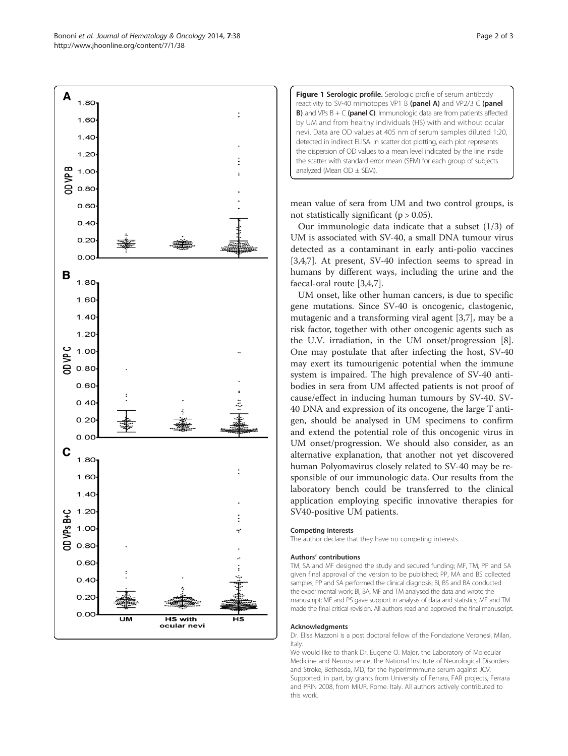**Figure 1 Serologic profile.** Serologic profile of serum antibody reactivity to SV-40 mimotopes VP1 B **(panel A)** and VP2/3 C **(panel B)** and VPs B + C **(panel C)**. Immunologic data are from patients affected by UM and from healthy individuals (HS) with and without ocular nevi. Data are OD values at 405 nm of serum samples diluted 1:20, detected in indirect ELISA. In scatter dot plotting, each plot represents the dispersion of OD values to a mean level indicated by the line inside the scatter with standard error mean (SEM) for each group of subjects analyzed (Mean OD ± SEM).

mean value of sera from UM and two control groups, is not statistically significant ($p > 0.05$).

Our immunologic data indicate that a subset (1/3) of UM is associated with SV-40, a small DNA tumour virus detected as a contaminant in early anti-polio vaccines [3,4,7]. At present, SV-40 infection seems to spread in humans by different ways, including the urine and the faecal-oral route [3,4,7].

UM onset, like other human cancers, is due to specific gene mutations. Since SV-40 is oncogenic, clastogenic, mutagenic and a transforming viral agent [3,7], may be a risk factor, together with other oncogenic agents such as the U.V. irradiation, in the UM onset/progression [8]. One may postulate that after infecting the host, SV-40 may exert its tumourigenic potential when the immune system is impaired. The high prevalence of SV-40 antibodies in sera from UM affected patients is not proof of cause/effect in inducing human tumours by SV-40. SV-40 DNA and expression of its oncogene, the large T antigen, should be analysed in UM specimens to confirm and extend the potential role of this oncogenic virus in UM onset/progression. We should also consider, as an alternative explanation, that another not yet discovered human Polyomavirus closely related to SV-40 may be responsible of our immunologic data. Our results from the laboratory bench could be transferred to the clinical application employing specific innovative therapies for SV40-positive UM patients.

#### Competing interests

The author declare that they have no competing interests.

#### Authors' contributions

TM, SA and MF designed the study and secured funding; MF, TM, PP and SA given final approval of the version to be published; PP, MA and BS collected samples; PP and SA performed the clinical diagnosis; BI, BS and BA conducted the experimental work; BI, BA, MF and TM analysed the data and wrote the manuscript; ME and PS gave support in analysis of data and statistics; MF and TM made the final critical revision. All authors read and approved the final manuscript.

#### Acknowledgments

Dr. Elisa Mazzoni is a post doctoral fellow of the Fondazione Veronesi, Milan, Italy.

We would like to thank Dr. Eugene O. Major, the Laboratory of Molecular Medicine and Neuroscience, the National Institute of Neurological Disorders and Stroke, Bethesda, MD, for the hyperimmmune serum against JCV. Supported, in part, by grants from University of Ferrara, FAR projects, Ferrara and PRIN 2008, from MIUR, Rome. Italy. All authors actively contributed to this work.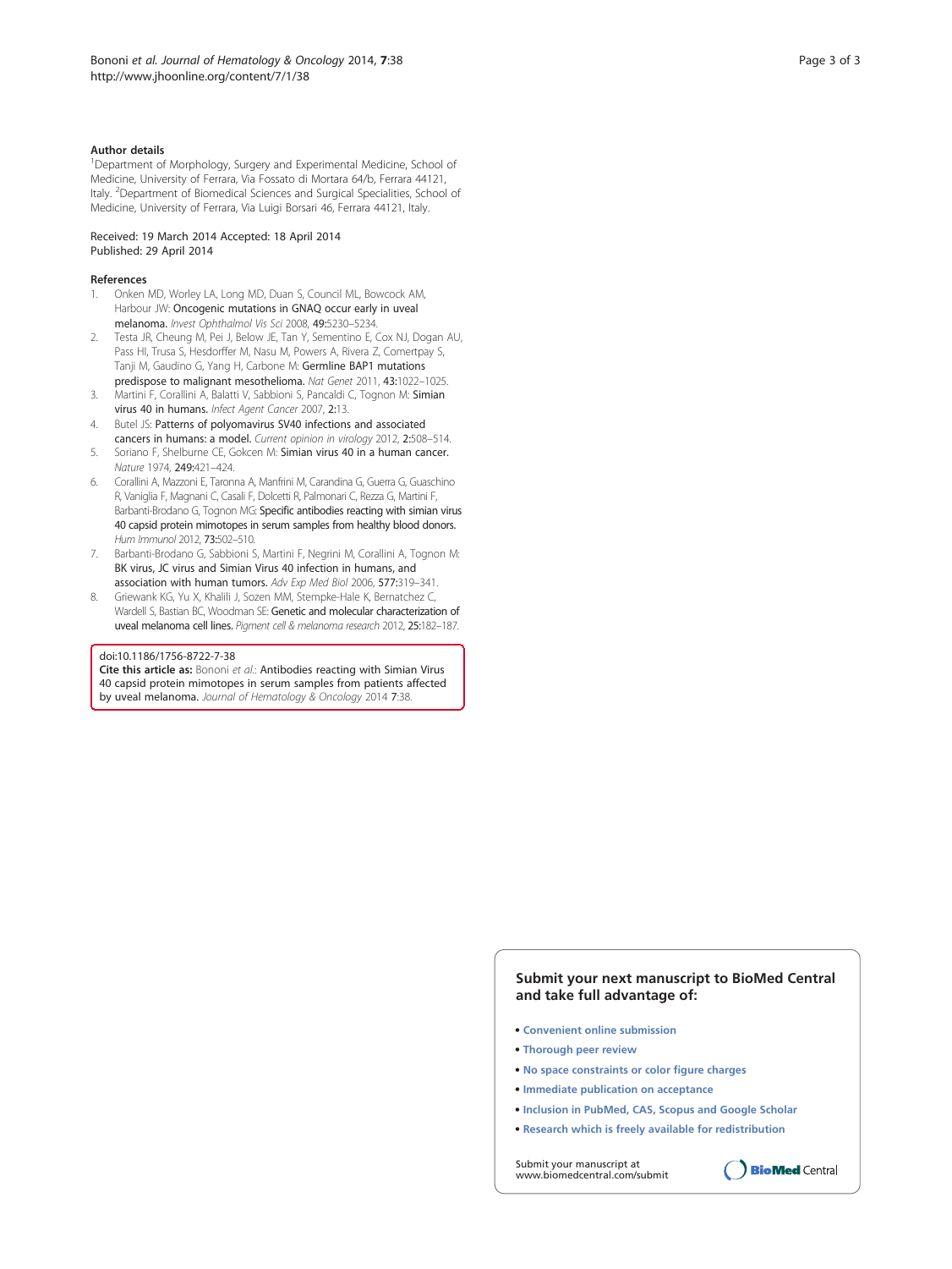### Author details

[1]Department of Morphology, Surgery and Experimental Medicine, School of Medicine, University of Ferrara, Via Fossato di Mortara 64/b, Ferrara 44121, Italy. [2]Department of Biomedical Sciences and Surgical Specialities, School of Medicine, University of Ferrara, Via Luigi Borsari 46, Ferrara 44121, Italy.

Received: 19 March 2014 Accepted: 18 April 2014
Published: 29 April 2014

### References

1. Onken MD, Worley LA, Long MD, Duan S, Council ML, Bowcock AM, Harbour JW: **Oncogenic mutations in GNAQ occur early in uveal melanoma.** *Invest Ophthalmol Vis Sci* 2008, **49:**5230–5234.
2. Testa JR, Cheung M, Pei J, Below JE, Tan Y, Sementino E, Cox NJ, Dogan AU, Pass HI, Trusa S, Hesdorffer M, Nasu M, Powers A, Rivera Z, Comertpay S, Tanji M, Gaudino G, Yang H, Carbone M: **Germline BAP1 mutations predispose to malignant mesothelioma.** *Nat Genet* 2011, **43:**1022–1025.
3. Martini F, Corallini A, Balatti V, Sabbioni S, Pancaldi C, Tognon M: **Simian virus 40 in humans.** *Infect Agent Cancer* 2007, **2:**13.
4. Butel JS: **Patterns of polyomavirus SV40 infections and associated cancers in humans: a model.** *Current opinion in virology* 2012, **2:**508–514.
5. Soriano F, Shelburne CE, Gokcen M: **Simian virus 40 in a human cancer.** *Nature* 1974, **249:**421–424.
6. Corallini A, Mazzoni E, Taronna A, Manfrini M, Carandina G, Guerra G, Guaschino R, Vaniglia F, Magnani C, Casali F, Dolcetti R, Palmonari C, Rezza G, Martini F, Barbanti-Brodano G, Tognon MG: **Specific antibodies reacting with simian virus 40 capsid protein mimotopes in serum samples from healthy blood donors.** *Hum Immunol* 2012, **73:**502–510.
7. Barbanti-Brodano G, Sabbioni S, Martini F, Negrini M, Corallini A, Tognon M: **BK virus, JC virus and Simian Virus 40 infection in humans, and association with human tumors.** *Adv Exp Med Biol* 2006, **577:**319–341.
8. Griewank KG, Yu X, Khalili J, Sozen MM, Stempke-Hale K, Bernatchez C, Wardell S, Bastian BC, Woodman SE: **Genetic and molecular characterization of uveal melanoma cell lines.** *Pigment cell & melanoma research* 2012, **25:**182–187.

doi:10.1186/1756-8722-7-38
**Cite this article as:** Bononi *et al.*: Antibodies reacting with Simian Virus 40 capsid protein mimotopes in serum samples from patients affected by uveal melanoma. *Journal of Hematology & Oncology* 2014 **7**:38.

**Submit your next manuscript to BioMed Central and take full advantage of:**

- Convenient online submission
- Thorough peer review
- No space constraints or color figure charges
- Immediate publication on acceptance
- Inclusion in PubMed, CAS, Scopus and Google Scholar
- Research which is freely available for redistribution

Submit your manuscript at
www.biomedcentral.com/submit

BioMed Central